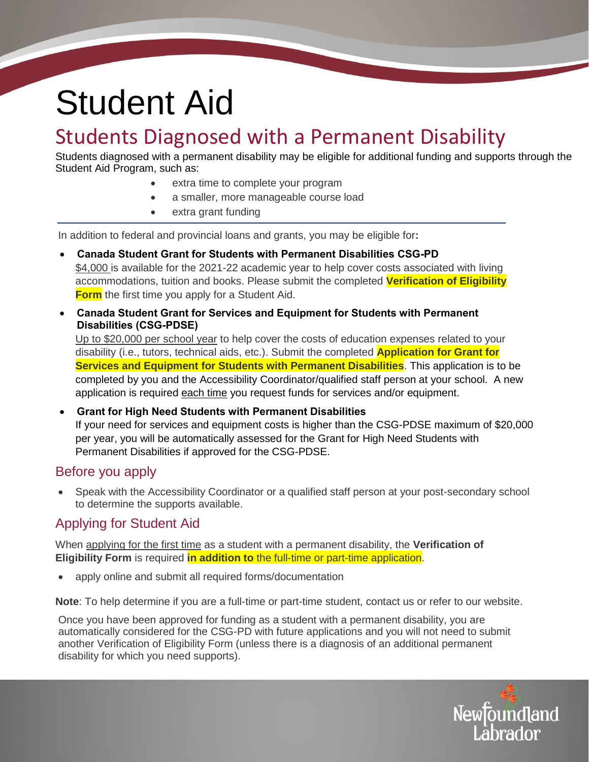# Student Aid

## Students Diagnosed with a Permanent Disability

Students diagnosed with a permanent disability may be eligible for additional funding and supports through the Student Aid Program, such as:

- extra time to complete your program
- a smaller, more manageable course load
- extra grant funding

In addition to federal and provincial loans and grants, you may be eligible for**:**

- **Canada Student Grant for Students with Permanent Disabilities CSG-PD**
  $4,000 is available for the 2021-22 academic year to help cover costs associated with living accommodations, tuition and books. Please submit the completed **Verification of Eligibility Form** the first time you apply for a Student Aid.
- **Canada Student Grant for Services and Equipment for Students with Permanent Disabilities (CSG-PDSE)**
  Up to $20,000 per school year to help cover the costs of education expenses related to your disability (i.e., tutors, technical aids, etc.). Submit the completed **Application for Grant for Services and Equipment for Students with Permanent Disabilities**. This application is to be completed by you and the Accessibility Coordinator/qualified staff person at your school. A new application is required each time you request funds for services and/or equipment.
- **Grant for High Need Students with Permanent Disabilities**
  If your need for services and equipment costs is higher than the CSG-PDSE maximum of $20,000 per year, you will be automatically assessed for the Grant for High Need Students with Permanent Disabilities if approved for the CSG-PDSE.

### Before you apply

- Speak with the Accessibility Coordinator or a qualified staff person at your post-secondary school to determine the supports available.

### Applying for Student Aid

When applying for the first time as a student with a permanent disability, the **Verification of Eligibility Form** is required **in addition to** the full-time or part-time application.

- apply online and submit all required forms/documentation

**Note**: To help determine if you are a full-time or part-time student, contact us or refer to our website.

Once you have been approved for funding as a student with a permanent disability, you are automatically considered for the CSG-PD with future applications and you will not need to submit another Verification of Eligibility Form (unless there is a diagnosis of an additional permanent disability for which you need supports).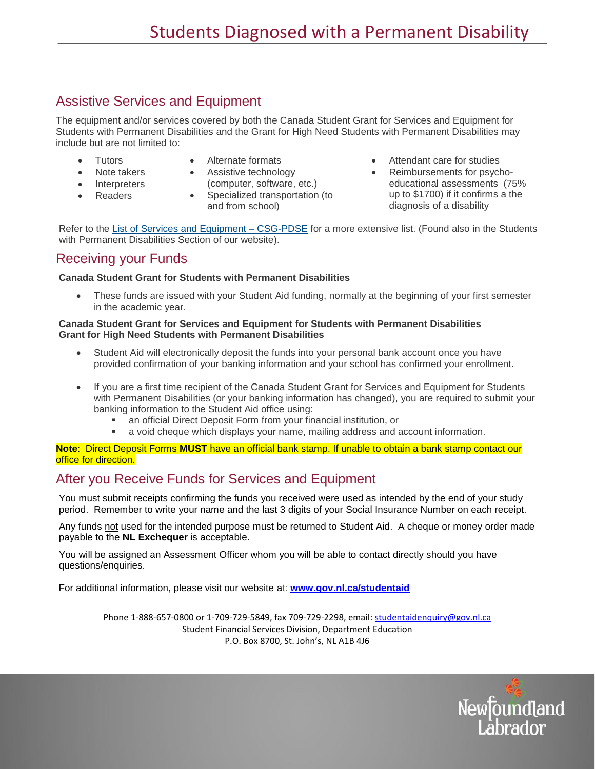# Students Diagnosed with a Permanent Disability

## Assistive Services and Equipment

The equipment and/or services covered by both the Canada Student Grant for Services and Equipment for Students with Permanent Disabilities and the Grant for High Need Students with Permanent Disabilities may include but are not limited to:

- Tutors
- Note takers
- Interpreters
- Readers
- Alternate formats
- Assistive technology (computer, software, etc.)
- Specialized transportation (to and from school)
- Attendant care for studies
- Reimbursements for psycho-educational assessments (75% up to $1700) if it confirms a the diagnosis of a disability

Refer to the List of Services and Equipment – CSG-PDSE for a more extensive list. (Found also in the Students with Permanent Disabilities Section of our website).

## Receiving your Funds

**Canada Student Grant for Students with Permanent Disabilities**

- These funds are issued with your Student Aid funding, normally at the beginning of your first semester in the academic year.

**Canada Student Grant for Services and Equipment for Students with Permanent Disabilities**
**Grant for High Need Students with Permanent Disabilities**

- Student Aid will electronically deposit the funds into your personal bank account once you have provided confirmation of your banking information and your school has confirmed your enrollment.

- If you are a first time recipient of the Canada Student Grant for Services and Equipment for Students with Permanent Disabilities (or your banking information has changed), you are required to submit your banking information to the Student Aid office using:
  - an official Direct Deposit Form from your financial institution, or
  - a void cheque which displays your name, mailing address and account information.

**Note**: Direct Deposit Forms **MUST** have an official bank stamp. If unable to obtain a bank stamp contact our office for direction.

## After you Receive Funds for Services and Equipment

You must submit receipts confirming the funds you received were used as intended by the end of your study period. Remember to write your name and the last 3 digits of your Social Insurance Number on each receipt.

Any funds not used for the intended purpose must be returned to Student Aid. A cheque or money order made payable to the **NL Exchequer** is acceptable.

You will be assigned an Assessment Officer whom you will be able to contact directly should you have questions/enquiries.

For additional information, please visit our website at: **www.gov.nl.ca/studentaid**

Phone 1-888-657-0800 or 1-709-729-5849, fax 709-729-2298, email: studentaidenquiry@gov.nl.ca
Student Financial Services Division, Department Education
P.O. Box 8700, St. John's, NL A1B 4J6

Newfoundland Labrador